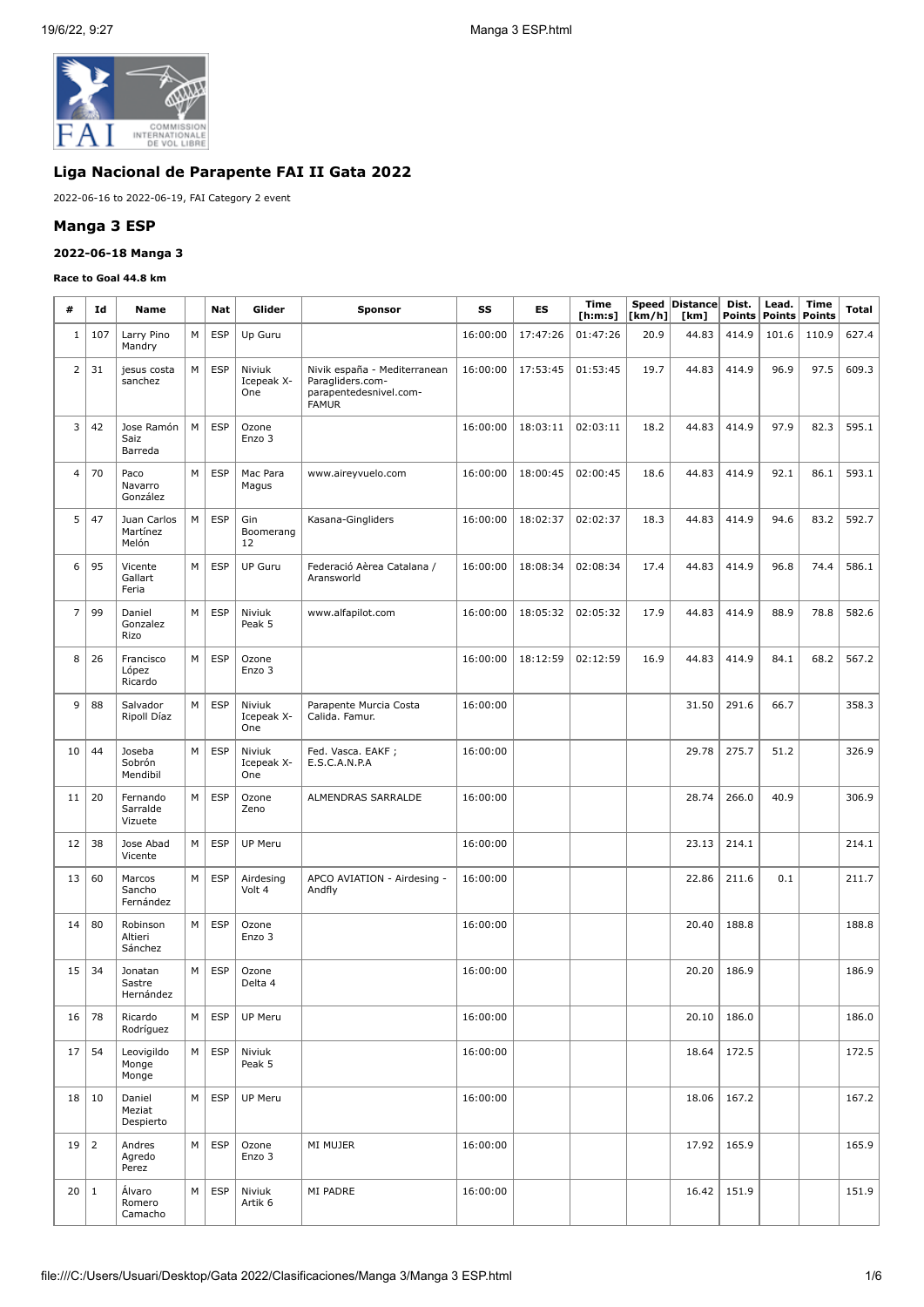## Liga Nacional de Parapente FAI II Gata 2022

2022-06-16 to 2022-06-19, FAI Category 2 event

### Manga 3 ESP

#### 2022-06-18 Manga 3

**Race to Goal 44.8 km**

| # | Id | Name | | Nat | Glider | Sponsor | SS | ES | Time [h:m:s] | Speed [km/h] | Distance [km] | Dist. Points | Lead. Points | Time Points | Total |
|---|---|---|---|---|---|---|---|---|---|---|---|---|---|---|---|
| 1 | 107 | Larry Pino Mandry | M | ESP | Up Guru | | 16:00:00 | 17:47:26 | 01:47:26 | 20.9 | 44.83 | 414.9 | 101.6 | 110.9 | 627.4 |
| 2 | 31 | jesus costa sanchez | M | ESP | Niviuk Icepeak X-One | Nivik españa - Mediterranean Paragliders.com-parapentedesnivel.com-FAMUR | 16:00:00 | 17:53:45 | 01:53:45 | 19.7 | 44.83 | 414.9 | 96.9 | 97.5 | 609.3 |
| 3 | 42 | Jose Ramón Saiz Barreda | M | ESP | Ozone Enzo 3 | | 16:00:00 | 18:03:11 | 02:03:11 | 18.2 | 44.83 | 414.9 | 97.9 | 82.3 | 595.1 |
| 4 | 70 | Paco Navarro González | M | ESP | Mac Para Magus | www.aireyvuelo.com | 16:00:00 | 18:00:45 | 02:00:45 | 18.6 | 44.83 | 414.9 | 92.1 | 86.1 | 593.1 |
| 5 | 47 | Juan Carlos Martínez Melón | M | ESP | Gin Boomerang 12 | Kasana-Gingliders | 16:00:00 | 18:02:37 | 02:02:37 | 18.3 | 44.83 | 414.9 | 94.6 | 83.2 | 592.7 |
| 6 | 95 | Vicente Gallart Feria | M | ESP | UP Guru | Federació Aèrea Catalana / Aransworld | 16:00:00 | 18:08:34 | 02:08:34 | 17.4 | 44.83 | 414.9 | 96.8 | 74.4 | 586.1 |
| 7 | 99 | Daniel Gonzalez Rizo | M | ESP | Niviuk Peak 5 | www.alfapilot.com | 16:00:00 | 18:05:32 | 02:05:32 | 17.9 | 44.83 | 414.9 | 88.9 | 78.8 | 582.6 |
| 8 | 26 | Francisco López Ricardo | M | ESP | Ozone Enzo 3 | | 16:00:00 | 18:12:59 | 02:12:59 | 16.9 | 44.83 | 414.9 | 84.1 | 68.2 | 567.2 |
| 9 | 88 | Salvador Ripoll Díaz | M | ESP | Niviuk Icepeak X-One | Parapente Murcia Costa Calida. Famur. | 16:00:00 | | | | 31.50 | 291.6 | 66.7 | | 358.3 |
| 10 | 44 | Joseba Sobrón Mendibil | M | ESP | Niviuk Icepeak X-One | Fed. Vasca. EAKF ; E.S.C.A.N.P.A | 16:00:00 | | | | 29.78 | 275.7 | 51.2 | | 326.9 |
| 11 | 20 | Fernando Sarralde Vizuete | M | ESP | Ozone Zeno | ALMENDRAS SARRALDE | 16:00:00 | | | | 28.74 | 266.0 | 40.9 | | 306.9 |
| 12 | 38 | Jose Abad Vicente | M | ESP | UP Meru | | 16:00:00 | | | | 23.13 | 214.1 | | | 214.1 |
| 13 | 60 | Marcos Sancho Fernández | M | ESP | Airdesing Volt 4 | APCO AVIATION - Airdesing - Andfly | 16:00:00 | | | | 22.86 | 211.6 | 0.1 | | 211.7 |
| 14 | 80 | Robinson Altieri Sánchez | M | ESP | Ozone Enzo 3 | | 16:00:00 | | | | 20.40 | 188.8 | | | 188.8 |
| 15 | 34 | Jonatan Sastre Hernández | M | ESP | Ozone Delta 4 | | 16:00:00 | | | | 20.20 | 186.9 | | | 186.9 |
| 16 | 78 | Ricardo Rodríguez | M | ESP | UP Meru | | 16:00:00 | | | | 20.10 | 186.0 | | | 186.0 |
| 17 | 54 | Leovigildo Monge Monge | M | ESP | Niviuk Peak 5 | | 16:00:00 | | | | 18.64 | 172.5 | | | 172.5 |
| 18 | 10 | Daniel Meziat Despierto | M | ESP | UP Meru | | 16:00:00 | | | | 18.06 | 167.2 | | | 167.2 |
| 19 | 2 | Andres Agredo Perez | M | ESP | Ozone Enzo 3 | MI MUJER | 16:00:00 | | | | 17.92 | 165.9 | | | 165.9 |
| 20 | 1 | Álvaro Romero Camacho | M | ESP | Niviuk Artik 6 | MI PADRE | 16:00:00 | | | | 16.42 | 151.9 | | | 151.9 |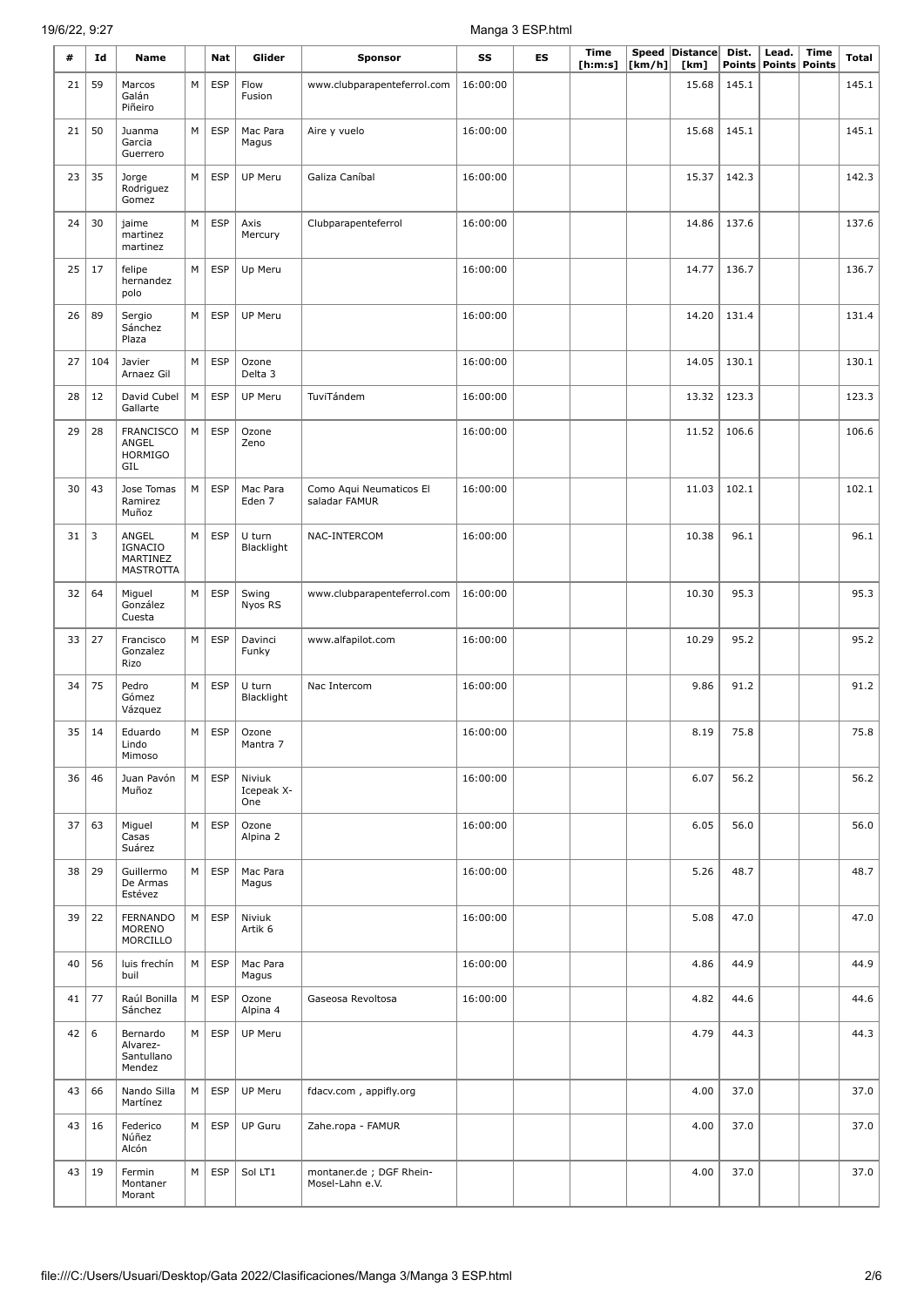| # | Id | Name | | Nat | Glider | Sponsor | SS | ES | Time [h:m:s] | Speed [km/h] | Distance [km] | Dist. Points | Lead. Points | Time Points | Total |
|---|---|---|---|---|---|---|---|---|---|---|---|---|---|---|---|
| 21 | 59 | Marcos Galán Piñeiro | M | ESP | Flow Fusion | www.clubparapenteferrol.com | 16:00:00 | | | | 15.68 | 145.1 | | | 145.1 |
| 21 | 50 | Juanma Garcia Guerrero | M | ESP | Mac Para Magus | Aire y vuelo | 16:00:00 | | | | 15.68 | 145.1 | | | 145.1 |
| 23 | 35 | Jorge Rodriguez Gomez | M | ESP | UP Meru | Galiza Caníbal | 16:00:00 | | | | 15.37 | 142.3 | | | 142.3 |
| 24 | 30 | jaime martinez martinez | M | ESP | Axis Mercury | Clubparapenteferrol | 16:00:00 | | | | 14.86 | 137.6 | | | 137.6 |
| 25 | 17 | felipe hernandez polo | M | ESP | Up Meru | | 16:00:00 | | | | 14.77 | 136.7 | | | 136.7 |
| 26 | 89 | Sergio Sánchez Plaza | M | ESP | UP Meru | | 16:00:00 | | | | 14.20 | 131.4 | | | 131.4 |
| 27 | 104 | Javier Arnaez Gil | M | ESP | Ozone Delta 3 | | 16:00:00 | | | | 14.05 | 130.1 | | | 130.1 |
| 28 | 12 | David Cubel Gallarte | M | ESP | UP Meru | TuviTándem | 16:00:00 | | | | 13.32 | 123.3 | | | 123.3 |
| 29 | 28 | FRANCISCO ANGEL HORMIGO GIL | M | ESP | Ozone Zeno | | 16:00:00 | | | | 11.52 | 106.6 | | | 106.6 |
| 30 | 43 | Jose Tomas Ramirez Muñoz | M | ESP | Mac Para Eden 7 | Como Aqui Neumaticos El saladar FAMUR | 16:00:00 | | | | 11.03 | 102.1 | | | 102.1 |
| 31 | 3 | ANGEL IGNACIO MARTINEZ MASTROTTA | M | ESP | U turn Blacklight | NAC-INTERCOM | 16:00:00 | | | | 10.38 | 96.1 | | | 96.1 |
| 32 | 64 | Miguel González Cuesta | M | ESP | Swing Nyos RS | www.clubparapenteferrol.com | 16:00:00 | | | | 10.30 | 95.3 | | | 95.3 |
| 33 | 27 | Francisco Gonzalez Rizo | M | ESP | Davinci Funky | www.alfapilot.com | 16:00:00 | | | | 10.29 | 95.2 | | | 95.2 |
| 34 | 75 | Pedro Gómez Vázquez | M | ESP | U turn Blacklight | Nac Intercom | 16:00:00 | | | | 9.86 | 91.2 | | | 91.2 |
| 35 | 14 | Eduardo Lindo Mimoso | M | ESP | Ozone Mantra 7 | | 16:00:00 | | | | 8.19 | 75.8 | | | 75.8 |
| 36 | 46 | Juan Pavón Muñoz | M | ESP | Niviuk Icepeak X-One | | 16:00:00 | | | | 6.07 | 56.2 | | | 56.2 |
| 37 | 63 | Miguel Casas Suárez | M | ESP | Ozone Alpina 2 | | 16:00:00 | | | | 6.05 | 56.0 | | | 56.0 |
| 38 | 29 | Guillermo De Armas Estévez | M | ESP | Mac Para Magus | | 16:00:00 | | | | 5.26 | 48.7 | | | 48.7 |
| 39 | 22 | FERNANDO MORENO MORCILLO | M | ESP | Niviuk Artik 6 | | 16:00:00 | | | | 5.08 | 47.0 | | | 47.0 |
| 40 | 56 | luis frechín buil | M | ESP | Mac Para Magus | | 16:00:00 | | | | 4.86 | 44.9 | | | 44.9 |
| 41 | 77 | Raúl Bonilla Sánchez | M | ESP | Ozone Alpina 4 | Gaseosa Revoltosa | 16:00:00 | | | | 4.82 | 44.6 | | | 44.6 |
| 42 | 6 | Bernardo Alvarez-Santullano Mendez | M | ESP | UP Meru | | | | | | 4.79 | 44.3 | | | 44.3 |
| 43 | 66 | Nando Silla Martínez | M | ESP | UP Meru | fdacv.com , appifly.org | | | | | 4.00 | 37.0 | | | 37.0 |
| 43 | 16 | Federico Núñez Alcón | M | ESP | UP Guru | Zahe.ropa - FAMUR | | | | | 4.00 | 37.0 | | | 37.0 |
| 43 | 19 | Fermin Montaner Morant | M | ESP | Sol LT1 | montaner.de ; DGF Rhein-Mosel-Lahn e.V. | | | | | 4.00 | 37.0 | | | 37.0 |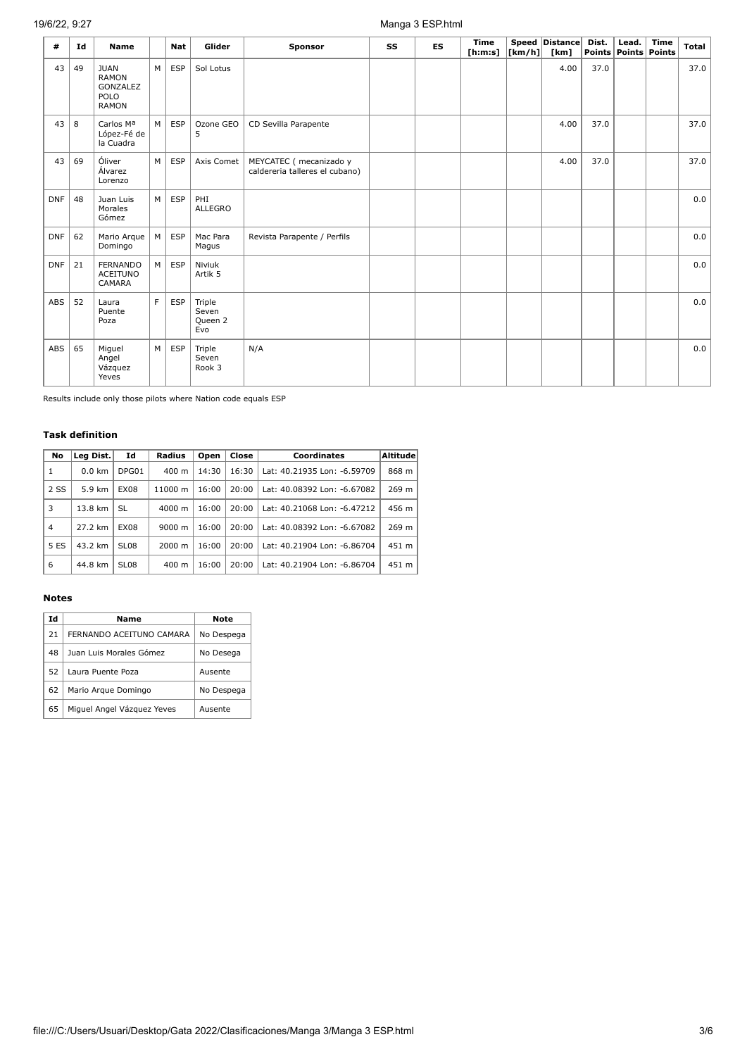| # | Id | Name | | Nat | Glider | Sponsor | SS | ES | Time [h:m:s] | Speed [km/h] | Distance [km] | Dist. Points | Lead. Points | Time Points | Total |
|---|---|---|---|---|---|---|---|---|---|---|---|---|---|---|---|
| 43 | 49 | JUAN RAMON GONZALEZ POLO RAMON | M | ESP | Sol Lotus | | | | | | 4.00 | 37.0 | | | 37.0 |
| 43 | 8 | Carlos Mª López-Fé de la Cuadra | M | ESP | Ozone GEO 5 | CD Sevilla Parapente | | | | | 4.00 | 37.0 | | | 37.0 |
| 43 | 69 | Óliver Álvarez Lorenzo | M | ESP | Axis Comet | MEYCATEC ( mecanizado y caldereria talleres el cubano) | | | | | 4.00 | 37.0 | | | 37.0 |
| DNF | 48 | Juan Luis Morales Gómez | M | ESP | PHI ALLEGRO | | | | | | | | | | 0.0 |
| DNF | 62 | Mario Arque Domingo | M | ESP | Mac Para Magus | Revista Parapente / Perfils | | | | | | | | | 0.0 |
| DNF | 21 | FERNANDO ACEITUNO CAMARA | M | ESP | Niviuk Artik 5 | | | | | | | | | | 0.0 |
| ABS | 52 | Laura Puente Poza | F | ESP | Triple Seven Queen 2 Evo | | | | | | | | | | 0.0 |
| ABS | 65 | Miguel Angel Vázquez Yeves | M | ESP | Triple Seven Rook 3 | N/A | | | | | | | | | 0.0 |

Results include only those pilots where Nation code equals ESP

### Task definition

| No | Leg Dist. | Id | Radius | Open | Close | Coordinates | Altitude |
|---|---|---|---|---|---|---|---|
| 1 | 0.0 km | DPG01 | 400 m | 14:30 | 16:30 | Lat: 40.21935 Lon: -6.59709 | 868 m |
| 2 SS | 5.9 km | EX08 | 11000 m | 16:00 | 20:00 | Lat: 40.08392 Lon: -6.67082 | 269 m |
| 3 | 13.8 km | SL | 4000 m | 16:00 | 20:00 | Lat: 40.21068 Lon: -6.47212 | 456 m |
| 4 | 27.2 km | EX08 | 9000 m | 16:00 | 20:00 | Lat: 40.08392 Lon: -6.67082 | 269 m |
| 5 ES | 43.2 km | SL08 | 2000 m | 16:00 | 20:00 | Lat: 40.21904 Lon: -6.86704 | 451 m |
| 6 | 44.8 km | SL08 | 400 m | 16:00 | 20:00 | Lat: 40.21904 Lon: -6.86704 | 451 m |

### Notes

| Id | Name | Note |
|---|---|---|
| 21 | FERNANDO ACEITUNO CAMARA | No Despega |
| 48 | Juan Luis Morales Gómez | No Desega |
| 52 | Laura Puente Poza | Ausente |
| 62 | Mario Arque Domingo | No Despega |
| 65 | Miguel Angel Vázquez Yeves | Ausente |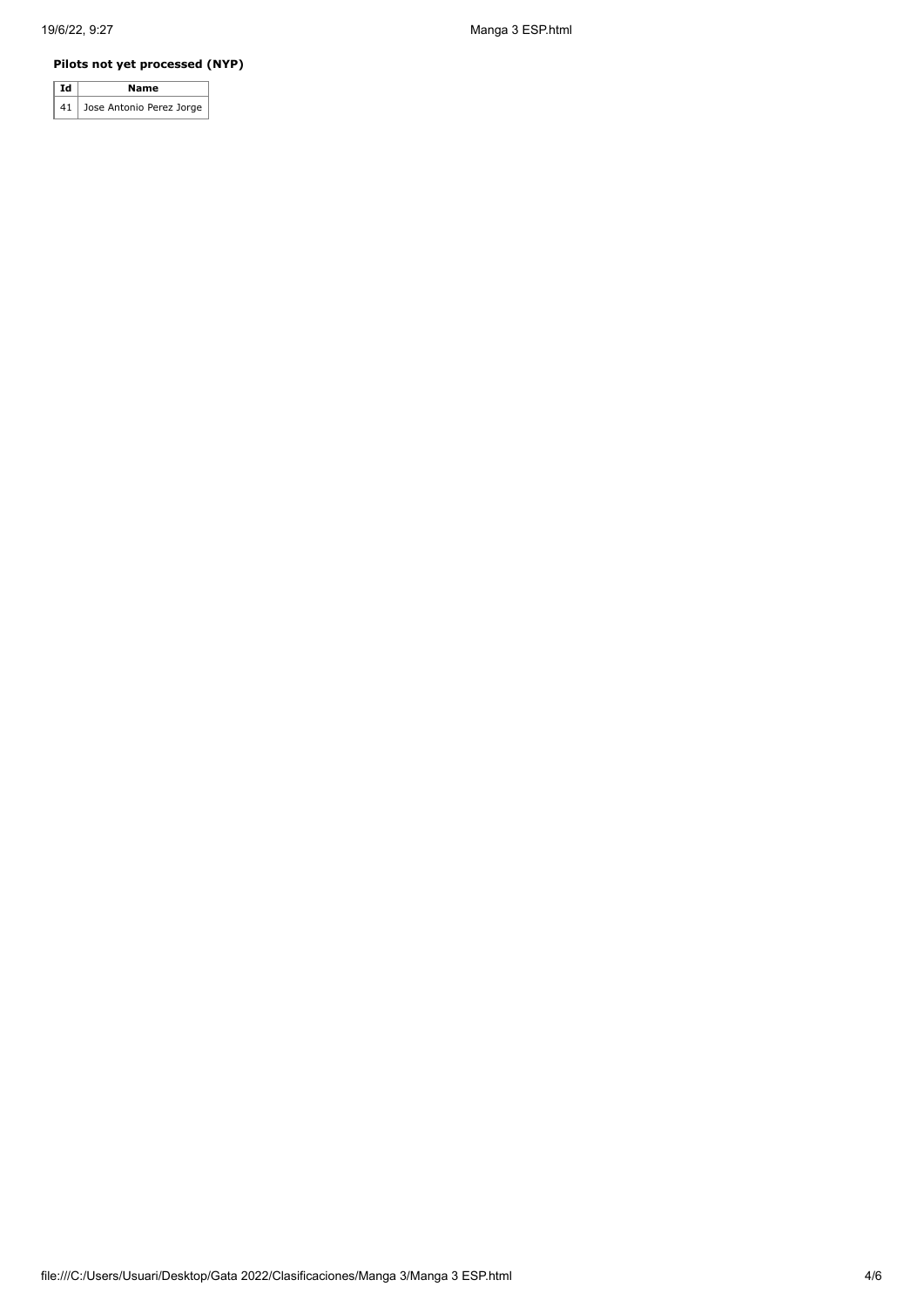**Pilots not yet processed (NYP)**

| Id | Name |
| --- | --- |
| 41 | Jose Antonio Perez Jorge |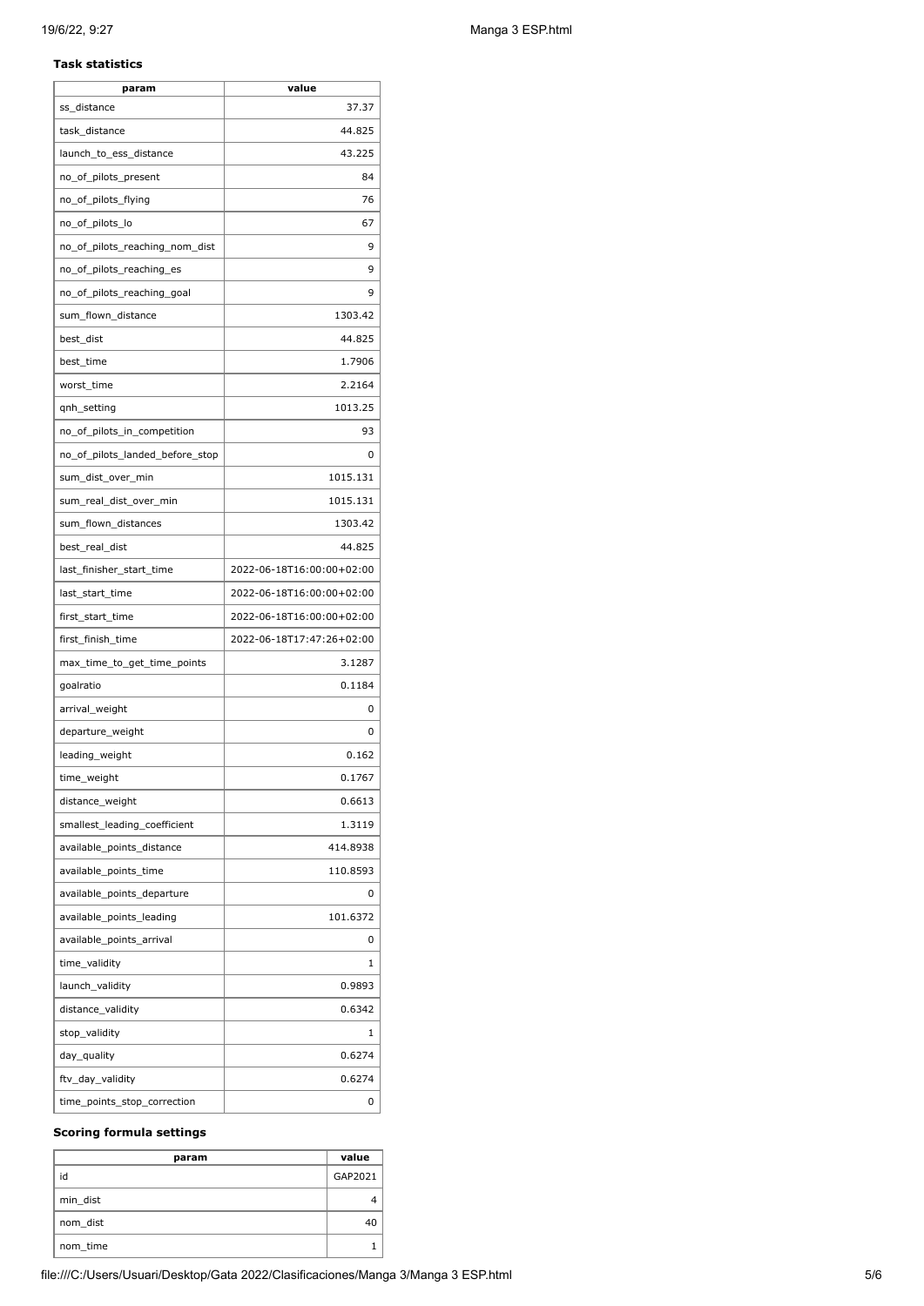### Task statistics

| param | value |
| --- | --- |
| ss_distance | 37.37 |
| task_distance | 44.825 |
| launch_to_ess_distance | 43.225 |
| no_of_pilots_present | 84 |
| no_of_pilots_flying | 76 |
| no_of_pilots_lo | 67 |
| no_of_pilots_reaching_nom_dist | 9 |
| no_of_pilots_reaching_es | 9 |
| no_of_pilots_reaching_goal | 9 |
| sum_flown_distance | 1303.42 |
| best_dist | 44.825 |
| best_time | 1.7906 |
| worst_time | 2.2164 |
| qnh_setting | 1013.25 |
| no_of_pilots_in_competition | 93 |
| no_of_pilots_landed_before_stop | 0 |
| sum_dist_over_min | 1015.131 |
| sum_real_dist_over_min | 1015.131 |
| sum_flown_distances | 1303.42 |
| best_real_dist | 44.825 |
| last_finisher_start_time | 2022-06-18T16:00:00+02:00 |
| last_start_time | 2022-06-18T16:00:00+02:00 |
| first_start_time | 2022-06-18T16:00:00+02:00 |
| first_finish_time | 2022-06-18T17:47:26+02:00 |
| max_time_to_get_time_points | 3.1287 |
| goalratio | 0.1184 |
| arrival_weight | 0 |
| departure_weight | 0 |
| leading_weight | 0.162 |
| time_weight | 0.1767 |
| distance_weight | 0.6613 |
| smallest_leading_coefficient | 1.3119 |
| available_points_distance | 414.8938 |
| available_points_time | 110.8593 |
| available_points_departure | 0 |
| available_points_leading | 101.6372 |
| available_points_arrival | 0 |
| time_validity | 1 |
| launch_validity | 0.9893 |
| distance_validity | 0.6342 |
| stop_validity | 1 |
| day_quality | 0.6274 |
| ftv_day_validity | 0.6274 |
| time_points_stop_correction | 0 |

### Scoring formula settings

| param | value |
| --- | --- |
| id | GAP2021 |
| min_dist | 4 |
| nom_dist | 40 |
| nom_time | 1 |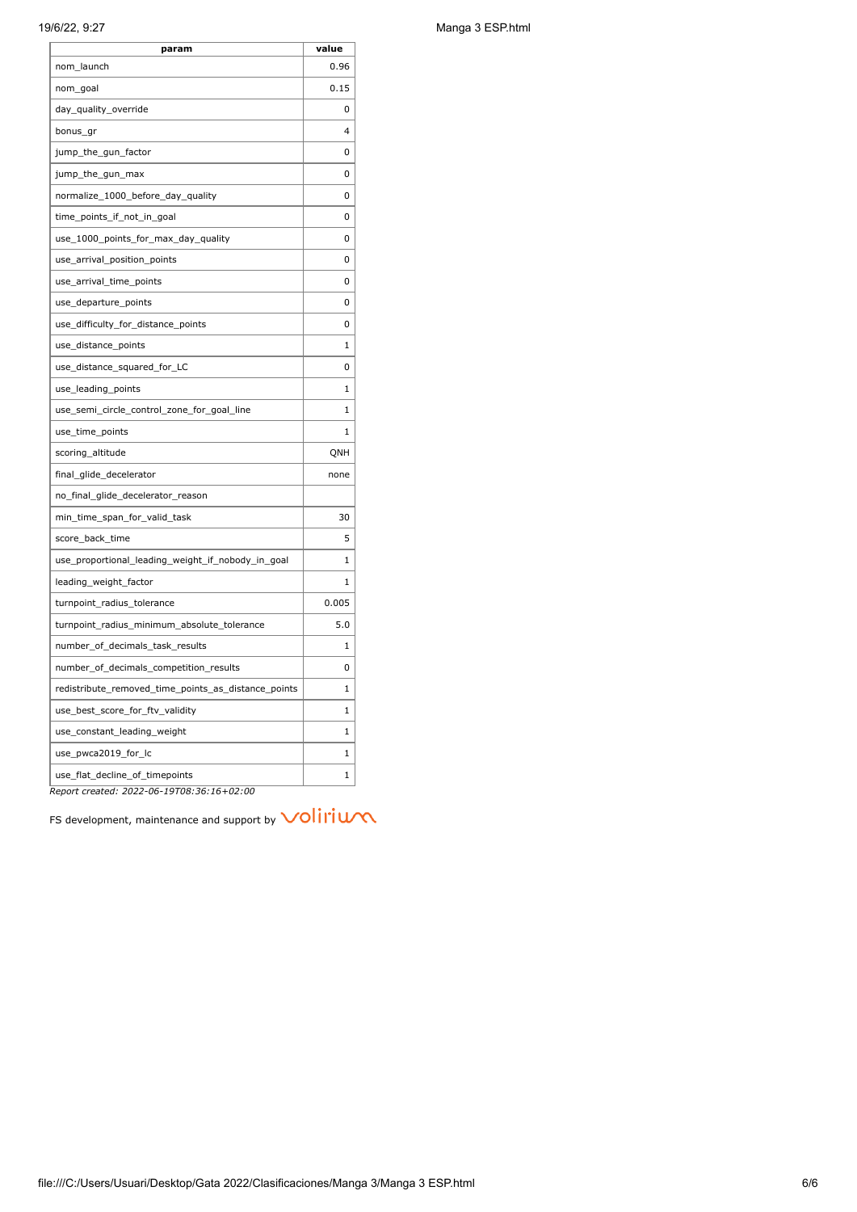| param | value |
|---|---|
| nom_launch | 0.96 |
| nom_goal | 0.15 |
| day_quality_override | 0 |
| bonus_gr | 4 |
| jump_the_gun_factor | 0 |
| jump_the_gun_max | 0 |
| normalize_1000_before_day_quality | 0 |
| time_points_if_not_in_goal | 0 |
| use_1000_points_for_max_day_quality | 0 |
| use_arrival_position_points | 0 |
| use_arrival_time_points | 0 |
| use_departure_points | 0 |
| use_difficulty_for_distance_points | 0 |
| use_distance_points | 1 |
| use_distance_squared_for_LC | 0 |
| use_leading_points | 1 |
| use_semi_circle_control_zone_for_goal_line | 1 |
| use_time_points | 1 |
| scoring_altitude | QNH |
| final_glide_decelerator | none |
| no_final_glide_decelerator_reason | |
| min_time_span_for_valid_task | 30 |
| score_back_time | 5 |
| use_proportional_leading_weight_if_nobody_in_goal | 1 |
| leading_weight_factor | 1 |
| turnpoint_radius_tolerance | 0.005 |
| turnpoint_radius_minimum_absolute_tolerance | 5.0 |
| number_of_decimals_task_results | 1 |
| number_of_decimals_competition_results | 0 |
| redistribute_removed_time_points_as_distance_points | 1 |
| use_best_score_for_ftv_validity | 1 |
| use_constant_leading_weight | 1 |
| use_pwca2019_for_lc | 1 |
| use_flat_decline_of_timepoints | 1 |

*Report created: 2022-06-19T08:36:16+02:00*

FS development, maintenance and support by volirium